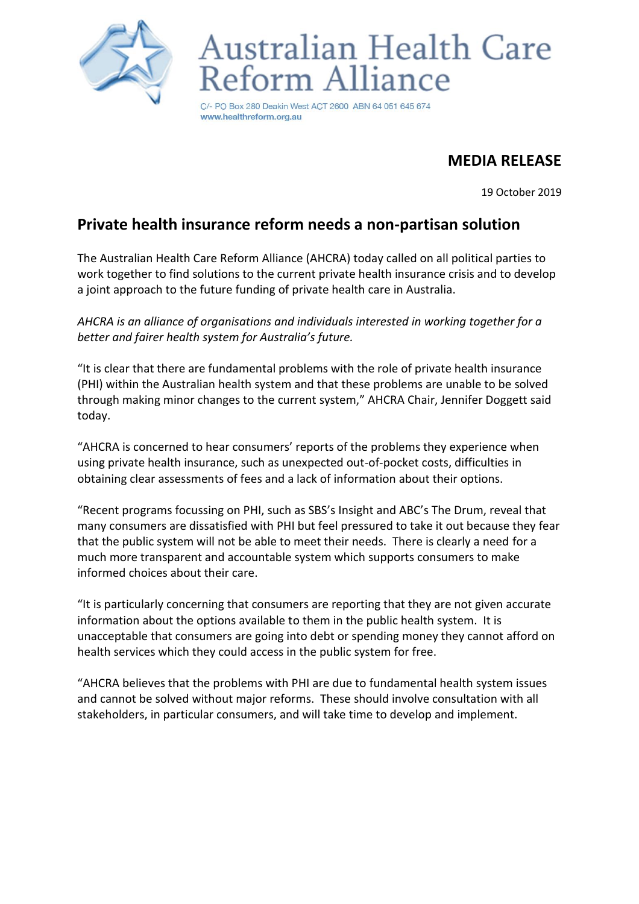# Australian Health Care Reform Alliance

C/- PO Box 280 Deakin West ACT 2600 ABN 64 051 645 674
www.healthreform.org.au

**MEDIA RELEASE**

19 October 2019

## Private health insurance reform needs a non-partisan solution

The Australian Health Care Reform Alliance (AHCRA) today called on all political parties to work together to find solutions to the current private health insurance crisis and to develop a joint approach to the future funding of private health care in Australia.

*AHCRA is an alliance of organisations and individuals interested in working together for a better and fairer health system for Australia's future.*

"It is clear that there are fundamental problems with the role of private health insurance (PHI) within the Australian health system and that these problems are unable to be solved through making minor changes to the current system," AHCRA Chair, Jennifer Doggett said today.

"AHCRA is concerned to hear consumers' reports of the problems they experience when using private health insurance, such as unexpected out-of-pocket costs, difficulties in obtaining clear assessments of fees and a lack of information about their options.

"Recent programs focussing on PHI, such as SBS's Insight and ABC's The Drum, reveal that many consumers are dissatisfied with PHI but feel pressured to take it out because they fear that the public system will not be able to meet their needs. There is clearly a need for a much more transparent and accountable system which supports consumers to make informed choices about their care.

"It is particularly concerning that consumers are reporting that they are not given accurate information about the options available to them in the public health system. It is unacceptable that consumers are going into debt or spending money they cannot afford on health services which they could access in the public system for free.

"AHCRA believes that the problems with PHI are due to fundamental health system issues and cannot be solved without major reforms. These should involve consultation with all stakeholders, in particular consumers, and will take time to develop and implement.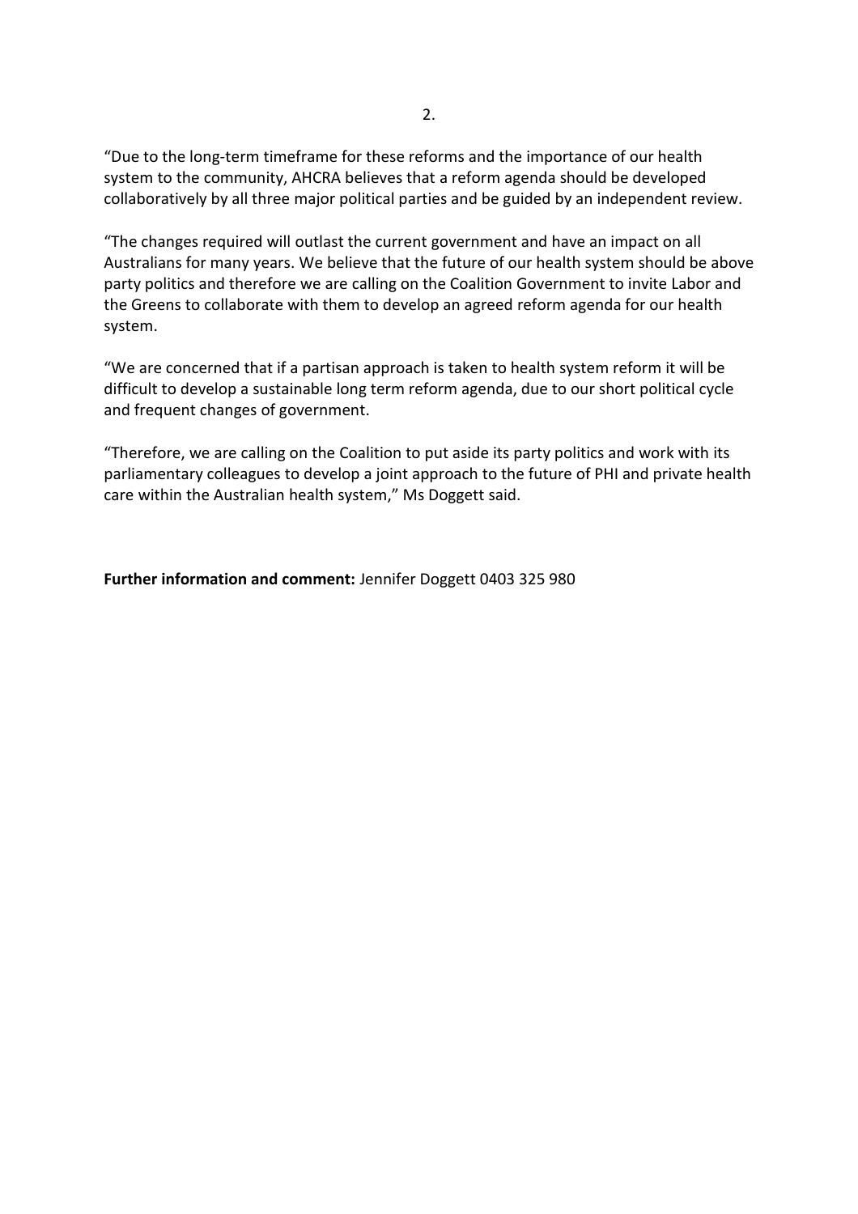"Due to the long-term timeframe for these reforms and the importance of our health system to the community, AHCRA believes that a reform agenda should be developed collaboratively by all three major political parties and be guided by an independent review.

"The changes required will outlast the current government and have an impact on all Australians for many years. We believe that the future of our health system should be above party politics and therefore we are calling on the Coalition Government to invite Labor and the Greens to collaborate with them to develop an agreed reform agenda for our health system.

"We are concerned that if a partisan approach is taken to health system reform it will be difficult to develop a sustainable long term reform agenda, due to our short political cycle and frequent changes of government.

"Therefore, we are calling on the Coalition to put aside its party politics and work with its parliamentary colleagues to develop a joint approach to the future of PHI and private health care within the Australian health system," Ms Doggett said.

**Further information and comment:** Jennifer Doggett 0403 325 980